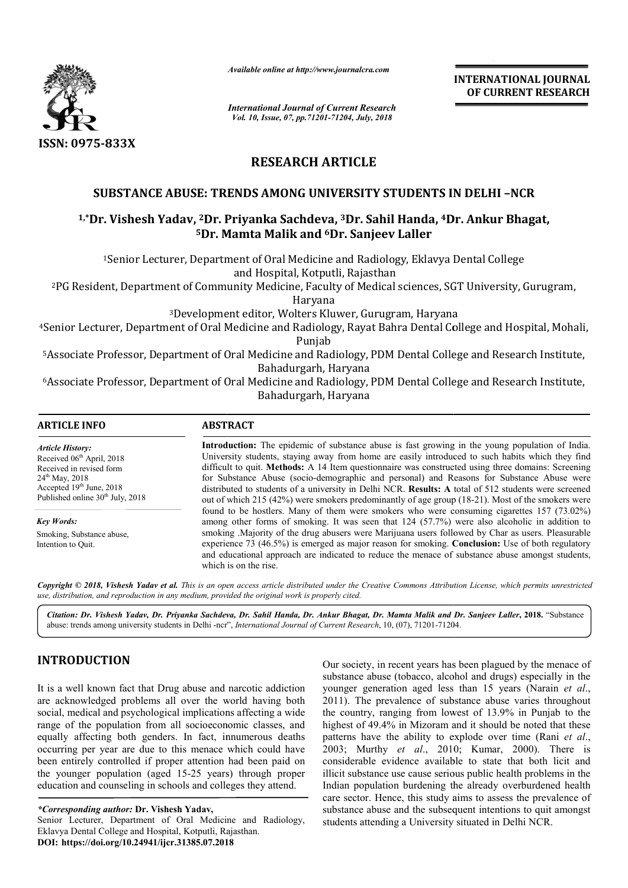ISSN: 0975-833X

*Available online at http://www.journalcra.com*

*International Journal of Current Research*
*Vol. 10, Issue, 07, pp.71201-71204, July, 2018*

**INTERNATIONAL JOURNAL OF CURRENT RESEARCH**

## RESEARCH ARTICLE

# SUBSTANCE ABUSE: TRENDS AMONG UNIVERSITY STUDENTS IN DELHI –NCR

**[1,*]Dr. Vishesh Yadav, [2]Dr. Priyanka Sachdeva, [3]Dr. Sahil Handa, [4]Dr. Ankur Bhagat, [5]Dr. Mamta Malik and [6]Dr. Sanjeev Laller**

[1]Senior Lecturer, Department of Oral Medicine and Radiology, Eklavya Dental College and Hospital, Kotputli, Rajasthan

[2]PG Resident, Department of Community Medicine, Faculty of Medical sciences, SGT University, Gurugram, Haryana

[3]Development editor, Wolters Kluwer, Gurugram, Haryana

[4]Senior Lecturer, Department of Oral Medicine and Radiology, Rayat Bahra Dental College and Hospital, Mohali, Punjab

[5]Associate Professor, Department of Oral Medicine and Radiology, PDM Dental College and Research Institute, Bahadurgarh, Haryana

[6]Associate Professor, Department of Oral Medicine and Radiology, PDM Dental College and Research Institute, Bahadurgarh, Haryana

### ARTICLE INFO

*Article History:*
Received 06th April, 2018
Received in revised form 24th May, 2018
Accepted 19th June, 2018
Published online 30th July, 2018

*Key Words:*
Smoking, Substance abuse, Intention to Quit.

### ABSTRACT

**Introduction:** The epidemic of substance abuse is fast growing in the young population of India. University students, staying away from home are easily introduced to such habits which they find difficult to quit. **Methods:** A 14 Item questionnaire was constructed using three domains: Screening for Substance Abuse (socio-demographic and personal) and Reasons for Substance Abuse were distributed to students of a university in Delhi NCR. **Results: A** total of 512 students were screened out of which 215 (42%) were smokers predominantly of age group (18-21). Most of the smokers were found to be hostlers. Many of them were smokers who were consuming cigarettes 157 (73.02%) among other forms of smoking. It was seen that 124 (57.7%) were also alcoholic in addition to smoking .Majority of the drug abusers were Marijuana users followed by Char as users. Pleasurable experience 73 (46.5%) is emerged as major reason for smoking. **Conclusion:** Use of both regulatory and educational approach are indicated to reduce the menace of substance abuse amongst students, which is on the rise.

*Copyright © 2018, Vishesh Yadav et al. This is an open access article distributed under the Creative Commons Attribution License, which permits unrestricted use, distribution, and reproduction in any medium, provided the original work is properly cited.*

*Citation: Dr. Vishesh Yadav, Dr. Priyanka Sachdeva, Dr. Sahil Handa, Dr. Ankur Bhagat, Dr. Mamta Malik and Dr. Sanjeev Laller,* **2018.** "Substance abuse: trends among university students in Delhi -ncr", *International Journal of Current Research*, 10, (07), 71201-71204.

## INTRODUCTION

It is a well known fact that Drug abuse and narcotic addiction are acknowledged problems all over the world having both social, medical and psychological implications affecting a wide range of the population from all socioeconomic classes, and equally affecting both genders. In fact, innumerous deaths occurring per year are due to this menace which could have been entirely controlled if proper attention had been paid on the younger population (aged 15-25 years) through proper education and counseling in schools and colleges they attend.

Our society, in recent years has been plagued by the menace of substance abuse (tobacco, alcohol and drugs) especially in the younger generation aged less than 15 years (Narain *et al*., 2011). The prevalence of substance abuse varies throughout the country, ranging from lowest of 13.9% in Punjab to the highest of 49.4% in Mizoram and it should be noted that these patterns have the ability to explode over time (Rani *et al*., 2003; Murthy *et al*., 2010; Kumar, 2000). There is considerable evidence available to state that both licit and illicit substance use cause serious public health problems in the Indian population burdening the already overburdened health care sector. Hence, this study aims to assess the prevalence of substance abuse and the subsequent intentions to quit amongst students attending a University situated in Delhi NCR.

*\*Corresponding author:* **Dr. Vishesh Yadav,**
Senior Lecturer, Department of Oral Medicine and Radiology, Eklavya Dental College and Hospital, Kotputli, Rajasthan.
**DOI: https://doi.org/10.24941/ijcr.31385.07.2018**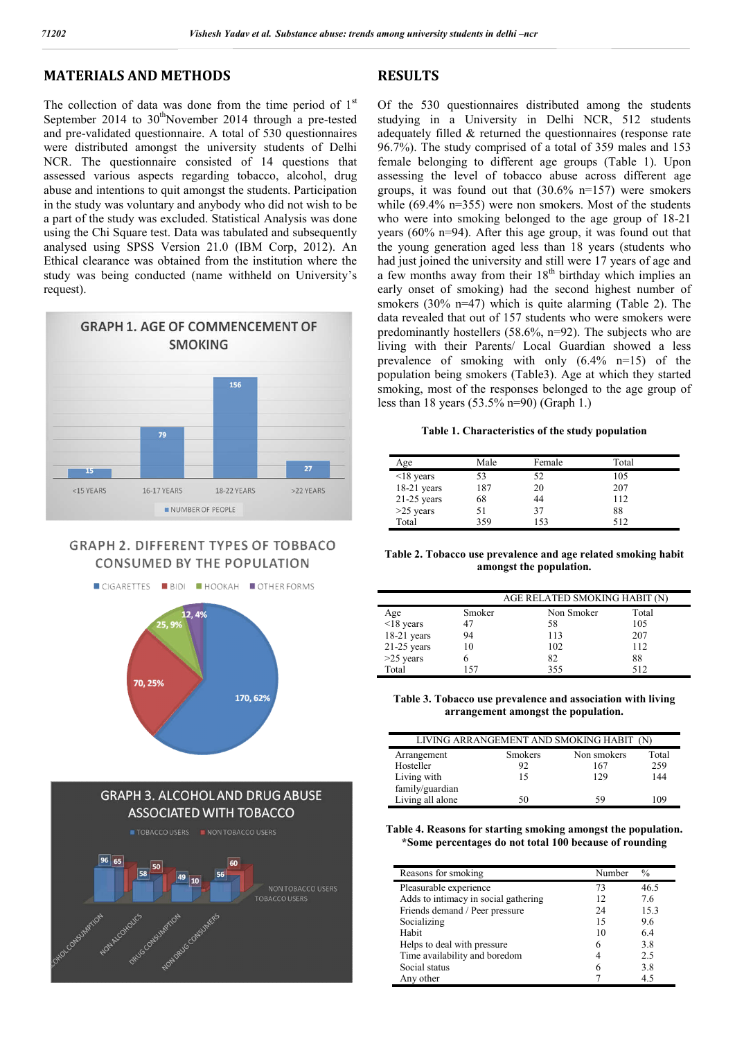## MATERIALS AND METHODS

The collection of data was done from the time period of 1st September 2014 to 30thNovember 2014 through a pre-tested and pre-validated questionnaire. A total of 530 questionnaires were distributed amongst the university students of Delhi NCR. The questionnaires consisted of 14 questions that assessed various aspects regarding tobacco, alcohol, drug abuse and intentions to quit amongst the students. Participation in the study was voluntary and anybody who did not wish to be a part of the study was excluded. Statistical Analysis was done using the Chi Square test. Data was tabulated and subsequently analysed using SPSS Version 21.0 (IBM Corp, 2012). An Ethical clearance was obtained from the institution where the study was being conducted (name withheld on University's request).

## RESULTS

Of the 530 questionnaires distributed among the students studying in a University in Delhi NCR, 512 students adequately filled & returned the questionnaires (response rate 96.7%). The study comprised of a total of 359 males and 153 female belonging to different age groups (Table 1). Upon assessing the level of tobacco abuse across different age groups, it was found out that (30.6% n=157) were smokers while (69.4% n=355) were non smokers. Most of the students who were into smoking belonged to the age group of 18-21 years (60% n=94). After this age group, it was found out that the young generation aged less than 18 years (students who had just joined the university and still were 17 years of age and a few months away from their 18th birthday which implies an early onset of smoking) had the second highest number of smokers (30% n=47) which is quite alarming (Table 2). The data revealed that out of 157 students who were smokers were predominantly hostellers (58.6%, n=92). The subjects who are living with their Parents/ Local Guardian showed a less prevalence of smoking with only (6.4% n=15) of the population being smokers (Table3). Age at which they started smoking, most of the responses belonged to the age group of less than 18 years (53.5% n=90) (Graph 1.)

**Table 1. Characteristics of the study population**

| Age | Male | Female | Total |
|---|---|---|---|
| <18 years | 53 | 52 | 105 |
| 18-21 years | 187 | 20 | 207 |
| 21-25 years | 68 | 44 | 112 |
| >25 years | 51 | 37 | 88 |
| Total | 359 | 153 | 512 |

**Table 2. Tobacco use prevalence and age related smoking habit amongst the population.**

| | AGE RELATED SMOKING HABIT (N) | | |
|---|---|---|---|
| Age | Smoker | Non Smoker | Total |
| <18 years | 47 | 58 | 105 |
| 18-21 years | 94 | 113 | 207 |
| 21-25 years | 10 | 102 | 112 |
| >25 years | 6 | 82 | 88 |
| Total | 157 | 355 | 512 |

**Table 3. Tobacco use prevalence and association with living arrangement amongst the population.**

| LIVING ARRANGEMENT AND SMOKING HABIT (N) | | | |
|---|---|---|---|
| Arrangement | Smokers | Non smokers | Total |
| Hosteller | 92 | 167 | 259 |
| Living with family/guardian | 15 | 129 | 144 |
| Living all alone | 50 | 59 | 109 |

**Table 4. Reasons for starting smoking amongst the population. \*Some percentages do not total 100 because of rounding**

| Reasons for smoking | Number | % |
|---|---|---|
| Pleasurable experience | 73 | 46.5 |
| Adds to intimacy in social gathering | 12 | 7.6 |
| Friends demand / Peer pressure | 24 | 15.3 |
| Socializing | 15 | 9.6 |
| Habit | 10 | 6.4 |
| Helps to deal with pressure | 6 | 3.8 |
| Time availability and boredom | 4 | 2.5 |
| Social status | 6 | 3.8 |
| Any other | 7 | 4.5 |

**GRAPH 1. AGE OF COMMENCEMENT OF SMOKING**

| Age | Number of people |
|---|---|
| <15 YEARS | 15 |
| 16-17 YEARS | 79 |
| 18-22 YEARS | 156 |
| >22 YEARS | 27 |

**GRAPH 2. DIFFERENT TYPES OF TOBBACO CONSUMED BY THE POPULATION**

| Type | Number, % |
|---|---|
| CIGARETTES | 170, 62% |
| BIDI | 70, 25% |
| HOOKAH | 25, 9% |
| OTHER FORMS | 12, 4% |

**GRAPH 3. ALCOHOL AND DRUG ABUSE ASSOCIATED WITH TOBACCO**

| | Tobacco users | Non tobacco users |
|---|---|---|
| Alcohol consumption | 96 | 65 |
| Non alcoholics | 58 | 50 |
| Drug consumption | 49 | 10 |
| Non drug consumers | 56 | 60 |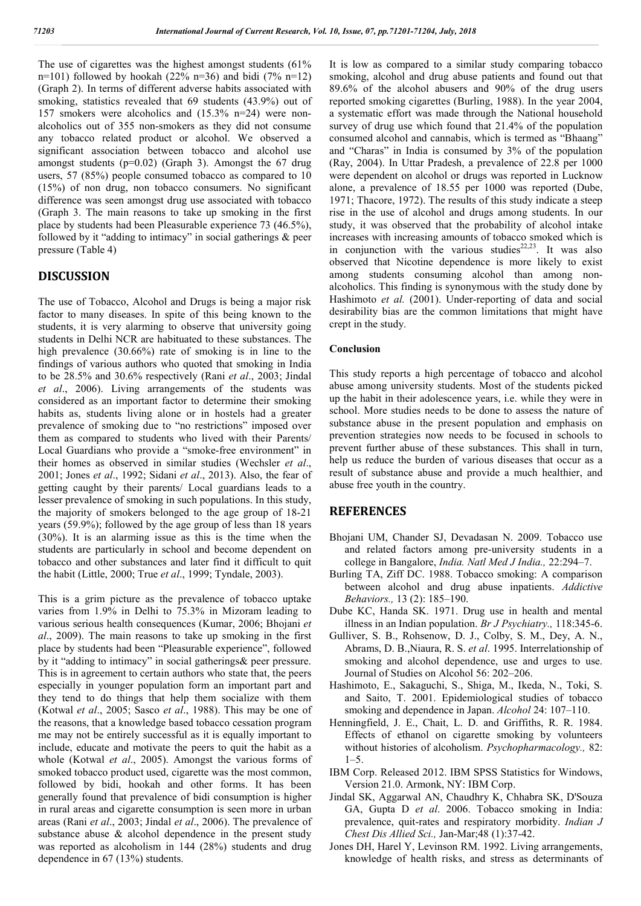The use of cigarettes was the highest amongst students (61% n=101) followed by hookah (22% n=36) and bidi (7% n=12) (Graph 2). In terms of different adverse habits associated with smoking, statistics revealed that 69 students (43.9%) out of 157 smokers were alcoholics and (15.3% n=24) were non-alcoholics out of 355 non-smokers as they did not consume any tobacco related product or alcohol. We observed a significant association between tobacco and alcohol use amongst students (p=0.02) (Graph 3). Amongst the 67 drug users, 57 (85%) people consumed tobacco as compared to 10 (15%) of non drug, non tobacco consumers. No significant difference was seen amongst drug use associated with tobacco (Graph 3. The main reasons to take up smoking in the first place by students had been Pleasurable experience 73 (46.5%), followed by it "adding to intimacy" in social gatherings & peer pressure (Table 4)

## DISCUSSION

The use of Tobacco, Alcohol and Drugs is being a major risk factor to many diseases. In spite of this being known to the students, it is very alarming to observe that university going students in Delhi NCR are habituated to these substances. The high prevalence (30.66%) rate of smoking is in line to the findings of various authors who quoted that smoking in India to be 28.5% and 30.6% respectively (Rani *et al*., 2003; Jindal *et al*., 2006). Living arrangements of the students was considered as an important factor to determine their smoking habits as, students living alone or in hostels had a greater prevalence of smoking due to "no restrictions" imposed over them as compared to students who lived with their Parents/ Local Guardians who provide a "smoke-free environment" in their homes as observed in similar studies (Wechsler *et al*., 2001; Jones *et al*., 1992; Sidani *et al*., 2013). Also, the fear of getting caught by their parents/ Local guardians leads to a lesser prevalence of smoking in such populations. In this study, the majority of smokers belonged to the age group of 18-21 years (59.9%); followed by the age group of less than 18 years (30%). It is an alarming issue as this is the time when the students are particularly in school and become dependent on tobacco and other substances and later find it difficult to quit the habit (Little, 2000; True *et al*., 1999; Tyndale, 2003).

This is a grim picture as the prevalence of tobacco uptake varies from 1.9% in Delhi to 75.3% in Mizoram leading to various serious health consequences (Kumar, 2006; Bhojani *et al*., 2009). The main reasons to take up smoking in the first place by students had been "Pleasurable experience", followed by it "adding to intimacy" in social gatherings& peer pressure. This is in agreement to certain authors who state that, the peers especially in younger population form an important part and they tend to do things that help them socialize with them (Kotwal *et al*., 2005; Sasco *et al*., 1988). This may be one of the reasons, that a knowledge based tobacco cessation program me may not be entirely successful as it is equally important to include, educate and motivate the peers to quit the habit as a whole (Kotwal *et al*., 2005). Amongst the various forms of smoked tobacco product used, cigarette was the most common, followed by bidi, hookah and other forms. It has been generally found that prevalence of bidi consumption is higher in rural areas and cigarette consumption is seen more in urban areas (Rani *et al*., 2003; Jindal *et al*., 2006). The prevalence of substance abuse & alcohol dependence in the present study was reported as alcoholism in 144 (28%) students and drug dependence in 67 (13%) students.

It is low as compared to a similar study comparing tobacco smoking, alcohol and drug abuse patients and found out that 89.6% of the alcohol abusers and 90% of the drug users reported smoking cigarettes (Burling, 1988). In the year 2004, a systematic effort was made through the National household survey of drug use which found that 21.4% of the population consumed alcohol and cannabis, which is termed as "Bhaang" and "Charas" in India is consumed by 3% of the population (Ray, 2004). In Uttar Pradesh, a prevalence of 22.8 per 1000 were dependent on alcohol or drugs was reported in Lucknow alone, a prevalence of 18.55 per 1000 was reported (Dube, 1971; Thacore, 1972). The results of this study indicate a steep rise in the use of alcohol and drugs among students. In our study, it was observed that the probability of alcohol intake increases with increasing amounts of tobacco smoked which is in conjunction with the various studies[22,23]. It was also observed that Nicotine dependence is more likely to exist among students consuming alcohol than among non-alcoholics. This finding is synonymous with the study done by Hashimoto *et al.* (2001). Under-reporting of data and social desirability bias are the common limitations that might have crept in the study.

### Conclusion

This study reports a high percentage of tobacco and alcohol abuse among university students. Most of the students picked up the habit in their adolescence years, i.e. while they were in school. More studies needs to be done to assess the nature of substance abuse in the present population and emphasis on prevention strategies now needs to be focused in schools to prevent further abuse of these substances. This shall in turn, help us reduce the burden of various diseases that occur as a result of substance abuse and provide a much healthier, and abuse free youth in the country.

## REFERENCES

Bhojani UM, Chander SJ, Devadasan N. 2009. Tobacco use and related factors among pre-university students in a college in Bangalore, *India. Natl Med J India.,* 22:294–7.

Burling TA, Ziff DC. 1988. Tobacco smoking: A comparison between alcohol and drug abuse inpatients. *Addictive Behaviors.,* 13 (2): 185–190.

Dube KC, Handa SK. 1971. Drug use in health and mental illness in an Indian population. *Br J Psychiatry.,* 118:345-6.

Gulliver, S. B., Rohsenow, D. J., Colby, S. M., Dey, A. N., Abrams, D. B.,Niaura, R. S. *et al*. 1995. Interrelationship of smoking and alcohol dependence, use and urges to use. Journal of Studies on Alcohol 56: 202–206.

Hashimoto, E., Sakaguchi, S., Shiga, M., Ikeda, N., Toki, S. and Saito, T. 2001. Epidemiological studies of tobacco smoking and dependence in Japan. *Alcohol* 24: 107–110.

Henningfield, J. E., Chait, L. D. and Griffiths, R. R. 1984. Effects of ethanol on cigarette smoking by volunteers without histories of alcoholism. *Psychopharmacology.,* 82: 1–5.

IBM Corp. Released 2012. IBM SPSS Statistics for Windows, Version 21.0. Armonk, NY: IBM Corp.

Jindal SK, Aggarwal AN, Chaudhry K, Chhabra SK, D'Souza GA, Gupta D *et al*. 2006. Tobacco smoking in India: prevalence, quit-rates and respiratory morbidity. *Indian J Chest Dis Allied Sci.,* Jan-Mar;48 (1):37-42.

Jones DH, Harel Y, Levinson RM. 1992. Living arrangements, knowledge of health risks, and stress as determinants of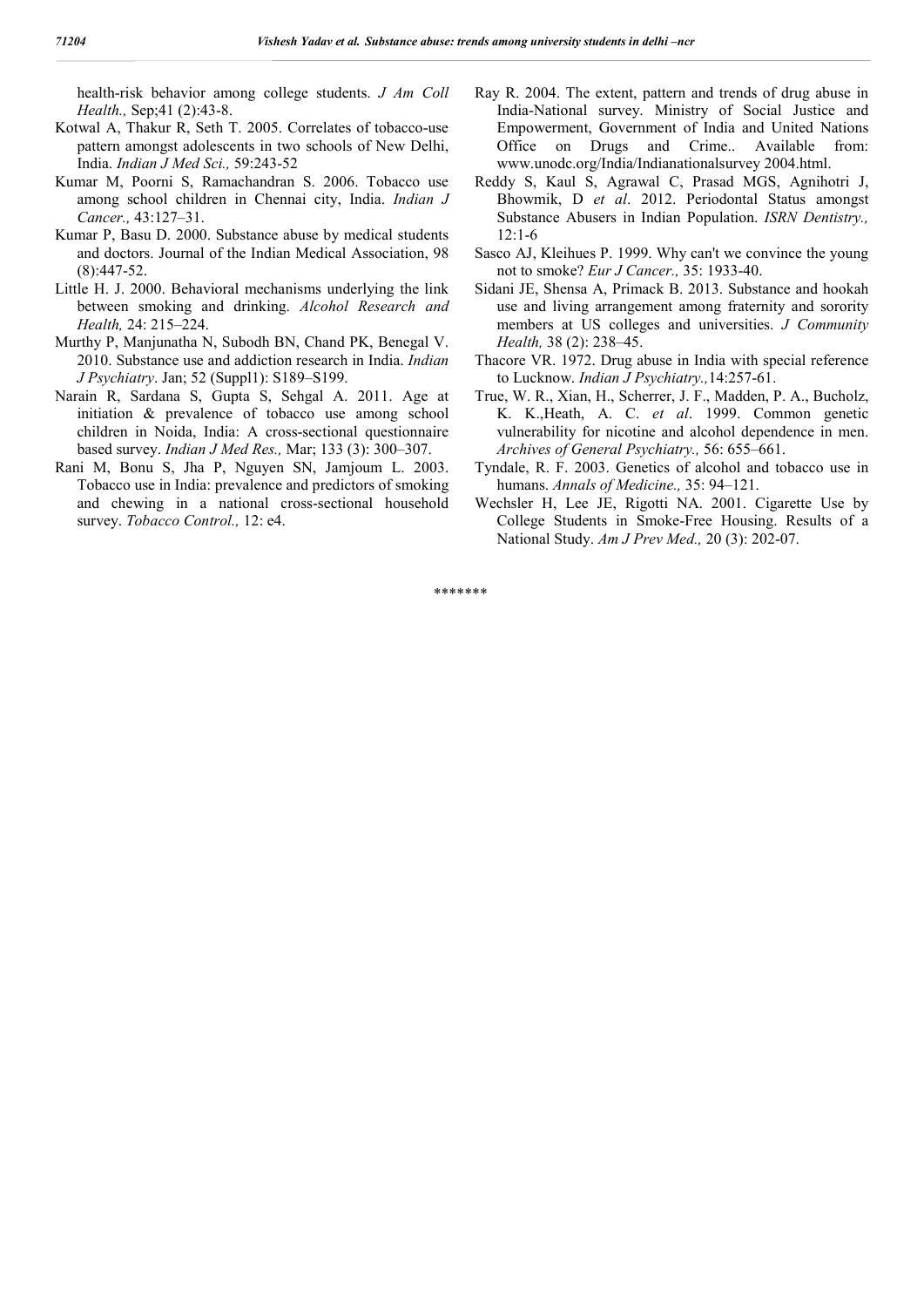health-risk behavior among college students. *J Am Coll Health.,* Sep;41 (2):43-8.

Kotwal A, Thakur R, Seth T. 2005. Correlates of tobacco-use pattern amongst adolescents in two schools of New Delhi, India. *Indian J Med Sci.,* 59:243-52

Kumar M, Poorni S, Ramachandran S. 2006. Tobacco use among school children in Chennai city, India. *Indian J Cancer.,* 43:127–31.

Kumar P, Basu D. 2000. Substance abuse by medical students and doctors. Journal of the Indian Medical Association, 98 (8):447-52.

Little H. J. 2000. Behavioral mechanisms underlying the link between smoking and drinking. *Alcohol Research and Health,* 24: 215–224.

Murthy P, Manjunatha N, Subodh BN, Chand PK, Benegal V. 2010. Substance use and addiction research in India. *Indian J Psychiatry*. Jan; 52 (Suppl1): S189–S199.

Narain R, Sardana S, Gupta S, Sehgal A. 2011. Age at initiation & prevalence of tobacco use among school children in Noida, India: A cross-sectional questionnaire based survey. *Indian J Med Res.,* Mar; 133 (3): 300–307.

Rani M, Bonu S, Jha P, Nguyen SN, Jamjoum L. 2003. Tobacco use in India: prevalence and predictors of smoking and chewing in a national cross-sectional household survey. *Tobacco Control.,* 12: e4.

Ray R. 2004. The extent, pattern and trends of drug abuse in India-National survey. Ministry of Social Justice and Empowerment, Government of India and United Nations Office on Drugs and Crime.. Available from: www.unodc.org/India/Indianationalsurvey 2004.html.

Reddy S, Kaul S, Agrawal C, Prasad MGS, Agnihotri J, Bhowmik, D *et al*. 2012. Periodontal Status amongst Substance Abusers in Indian Population. *ISRN Dentistry.,* 12:1-6

Sasco AJ, Kleihues P. 1999. Why can't we convince the young not to smoke? *Eur J Cancer.,* 35: 1933-40.

Sidani JE, Shensa A, Primack B. 2013. Substance and hookah use and living arrangement among fraternity and sorority members at US colleges and universities. *J Community Health,* 38 (2): 238–45.

Thacore VR. 1972. Drug abuse in India with special reference to Lucknow. *Indian J Psychiatry.,*14:257-61.

True, W. R., Xian, H., Scherrer, J. F., Madden, P. A., Bucholz, K. K.,Heath, A. C. *et al*. 1999. Common genetic vulnerability for nicotine and alcohol dependence in men. *Archives of General Psychiatry.,* 56: 655–661.

Tyndale, R. F. 2003. Genetics of alcohol and tobacco use in humans. *Annals of Medicine.,* 35: 94–121.

Wechsler H, Lee JE, Rigotti NA. 2001. Cigarette Use by College Students in Smoke-Free Housing. Results of a National Study. *Am J Prev Med.,* 20 (3): 202-07.

*******